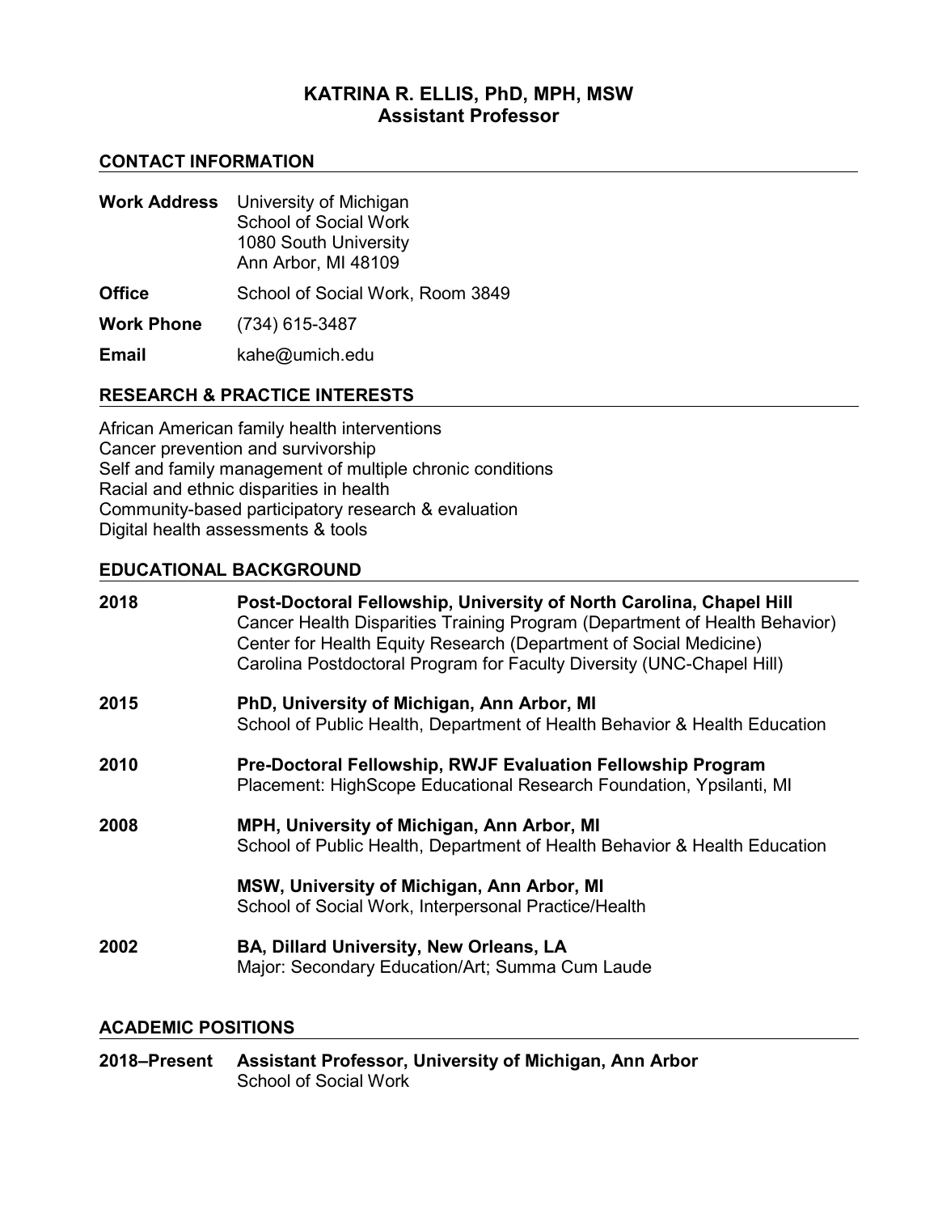# KATRINA R. ELLIS, PhD, MPH, MSW
## Assistant Professor

## CONTACT INFORMATION

**Work Address** University of Michigan
School of Social Work
1080 South University
Ann Arbor, MI 48109

**Office** School of Social Work, Room 3849

**Work Phone** (734) 615-3487

**Email** kahe@umich.edu

## RESEARCH & PRACTICE INTERESTS

African American family health interventions
Cancer prevention and survivorship
Self and family management of multiple chronic conditions
Racial and ethnic disparities in health
Community-based participatory research & evaluation
Digital health assessments & tools

## EDUCATIONAL BACKGROUND

**2018** **Post-Doctoral Fellowship, University of North Carolina, Chapel Hill**
Cancer Health Disparities Training Program (Department of Health Behavior)
Center for Health Equity Research (Department of Social Medicine)
Carolina Postdoctoral Program for Faculty Diversity (UNC-Chapel Hill)

**2015** **PhD, University of Michigan, Ann Arbor, MI**
School of Public Health, Department of Health Behavior & Health Education

**2010** **Pre-Doctoral Fellowship, RWJF Evaluation Fellowship Program**
Placement: HighScope Educational Research Foundation, Ypsilanti, MI

**2008** **MPH, University of Michigan, Ann Arbor, MI**
School of Public Health, Department of Health Behavior & Health Education

**MSW, University of Michigan, Ann Arbor, MI**
School of Social Work, Interpersonal Practice/Health

**2002** **BA, Dillard University, New Orleans, LA**
Major: Secondary Education/Art; Summa Cum Laude

## ACADEMIC POSITIONS

**2018–Present** **Assistant Professor, University of Michigan, Ann Arbor**
School of Social Work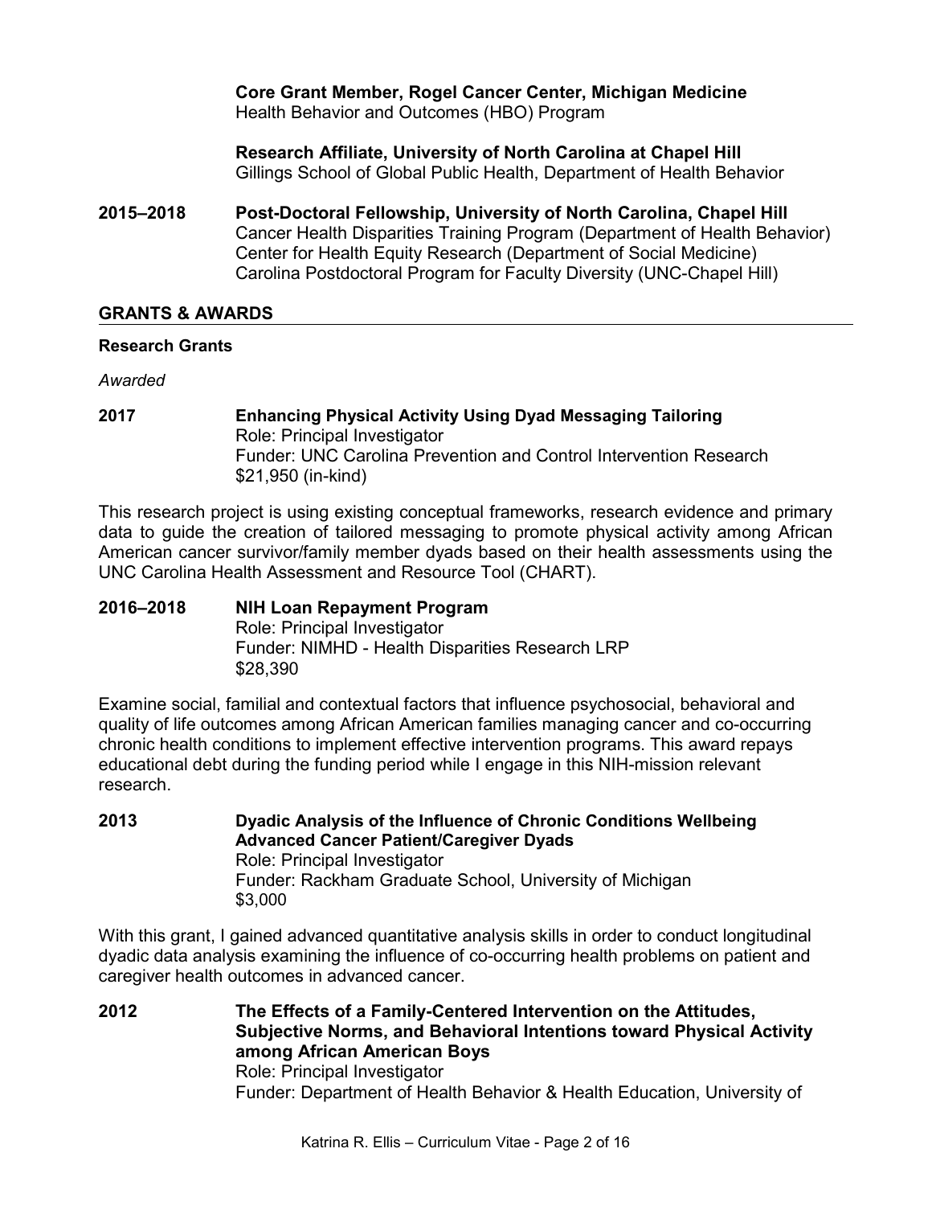**Core Grant Member, Rogel Cancer Center, Michigan Medicine**
Health Behavior and Outcomes (HBO) Program

**Research Affiliate, University of North Carolina at Chapel Hill**
Gillings School of Global Public Health, Department of Health Behavior

**2015–2018** **Post-Doctoral Fellowship, University of North Carolina, Chapel Hill**
Cancer Health Disparities Training Program (Department of Health Behavior)
Center for Health Equity Research (Department of Social Medicine)
Carolina Postdoctoral Program for Faculty Diversity (UNC-Chapel Hill)

## GRANTS & AWARDS

### Research Grants

*Awarded*

**2017** **Enhancing Physical Activity Using Dyad Messaging Tailoring**
Role: Principal Investigator
Funder: UNC Carolina Prevention and Control Intervention Research
$21,950 (in-kind)

This research project is using existing conceptual frameworks, research evidence and primary data to guide the creation of tailored messaging to promote physical activity among African American cancer survivor/family member dyads based on their health assessments using the UNC Carolina Health Assessment and Resource Tool (CHART).

**2016–2018** **NIH Loan Repayment Program**
Role: Principal Investigator
Funder: NIMHD - Health Disparities Research LRP
$28,390

Examine social, familial and contextual factors that influence psychosocial, behavioral and quality of life outcomes among African American families managing cancer and co-occurring chronic health conditions to implement effective intervention programs. This award repays educational debt during the funding period while I engage in this NIH-mission relevant research.

**2013** **Dyadic Analysis of the Influence of Chronic Conditions Wellbeing Advanced Cancer Patient/Caregiver Dyads**
Role: Principal Investigator
Funder: Rackham Graduate School, University of Michigan
$3,000

With this grant, I gained advanced quantitative analysis skills in order to conduct longitudinal dyadic data analysis examining the influence of co-occurring health problems on patient and caregiver health outcomes in advanced cancer.

**2012** **The Effects of a Family-Centered Intervention on the Attitudes, Subjective Norms, and Behavioral Intentions toward Physical Activity among African American Boys**
Role: Principal Investigator
Funder: Department of Health Behavior & Health Education, University of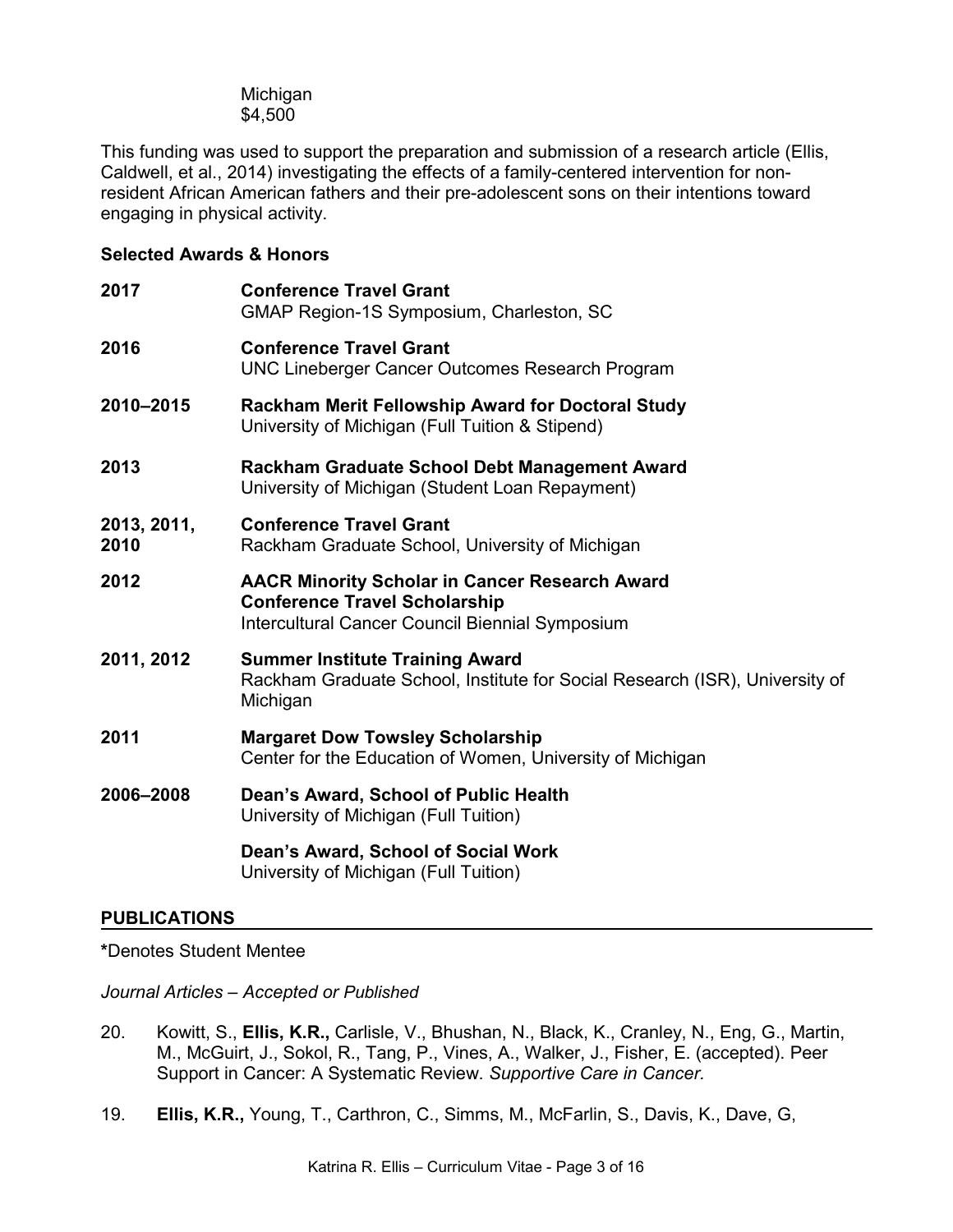Michigan
$4,500

This funding was used to support the preparation and submission of a research article (Ellis, Caldwell, et al., 2014) investigating the effects of a family-centered intervention for non-resident African American fathers and their pre-adolescent sons on their intentions toward engaging in physical activity.

**Selected Awards & Honors**

**2017** — **Conference Travel Grant**
GMAP Region-1S Symposium, Charleston, SC

**2016** — **Conference Travel Grant**
UNC Lineberger Cancer Outcomes Research Program

**2010–2015** — **Rackham Merit Fellowship Award for Doctoral Study**
University of Michigan (Full Tuition & Stipend)

**2013** — **Rackham Graduate School Debt Management Award**
University of Michigan (Student Loan Repayment)

**2013, 2011, 2010** — **Conference Travel Grant**
Rackham Graduate School, University of Michigan

**2012** — **AACR Minority Scholar in Cancer Research Award**
**Conference Travel Scholarship**
Intercultural Cancer Council Biennial Symposium

**2011, 2012** — **Summer Institute Training Award**
Rackham Graduate School, Institute for Social Research (ISR), University of Michigan

**2011** — **Margaret Dow Towsley Scholarship**
Center for the Education of Women, University of Michigan

**2006–2008** — **Dean's Award, School of Public Health**
University of Michigan (Full Tuition)

**Dean's Award, School of Social Work**
University of Michigan (Full Tuition)

## PUBLICATIONS

**\***Denotes Student Mentee

*Journal Articles – Accepted or Published*

20. Kowitt, S., **Ellis, K.R.,** Carlisle, V., Bhushan, N., Black, K., Cranley, N., Eng, G., Martin, M., McGuirt, J., Sokol, R., Tang, P., Vines, A., Walker, J., Fisher, E. (accepted). Peer Support in Cancer: A Systematic Review. *Supportive Care in Cancer.*

19. **Ellis, K.R.,** Young, T., Carthron, C., Simms, M., McFarlin, S., Davis, K., Dave, G,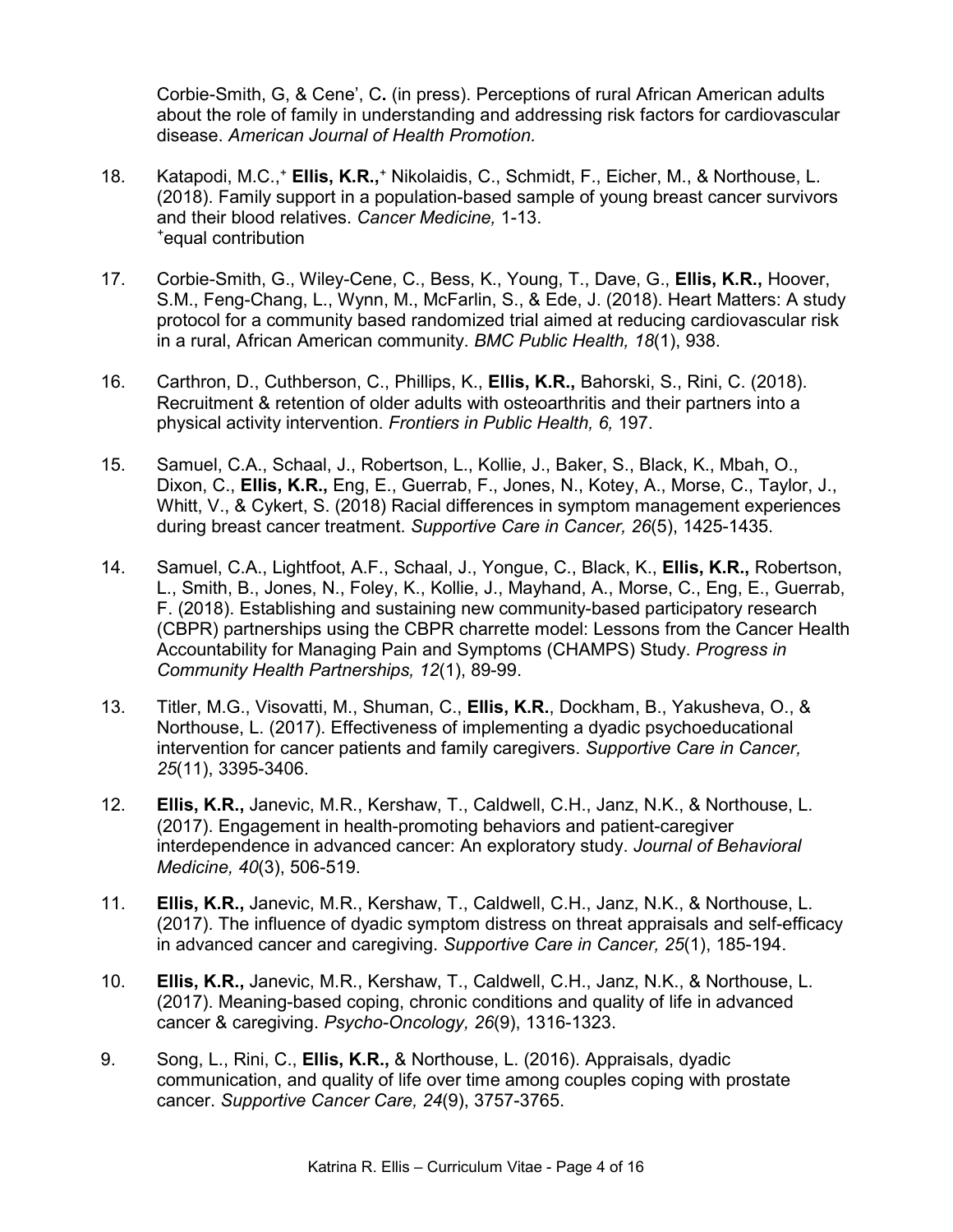Corbie-Smith, G, & Cene', C**.** (in press). Perceptions of rural African American adults about the role of family in understanding and addressing risk factors for cardiovascular disease. *American Journal of Health Promotion.*

18. Katapodi, M.C.,+ **Ellis, K.R.,**+ Nikolaidis, C., Schmidt, F., Eicher, M., & Northouse, L. (2018). Family support in a population-based sample of young breast cancer survivors and their blood relatives. *Cancer Medicine,* 1-13.
 +equal contribution

17. Corbie-Smith, G., Wiley-Cene, C., Bess, K., Young, T., Dave, G., **Ellis, K.R.,** Hoover, S.M., Feng-Chang, L., Wynn, M., McFarlin, S., & Ede, J. (2018). Heart Matters: A study protocol for a community based randomized trial aimed at reducing cardiovascular risk in a rural, African American community. *BMC Public Health, 18*(1), 938.

16. Carthron, D., Cuthberson, C., Phillips, K., **Ellis, K.R.,** Bahorski, S., Rini, C. (2018). Recruitment & retention of older adults with osteoarthritis and their partners into a physical activity intervention. *Frontiers in Public Health, 6,* 197.

15. Samuel, C.A., Schaal, J., Robertson, L., Kollie, J., Baker, S., Black, K., Mbah, O., Dixon, C., **Ellis, K.R.,** Eng, E., Guerrab, F., Jones, N., Kotey, A., Morse, C., Taylor, J., Whitt, V., & Cykert, S. (2018) Racial differences in symptom management experiences during breast cancer treatment. *Supportive Care in Cancer, 26*(5), 1425-1435.

14. Samuel, C.A., Lightfoot, A.F., Schaal, J., Yongue, C., Black, K., **Ellis, K.R.,** Robertson, L., Smith, B., Jones, N., Foley, K., Kollie, J., Mayhand, A., Morse, C., Eng, E., Guerrab, F. (2018). Establishing and sustaining new community-based participatory research (CBPR) partnerships using the CBPR charrette model: Lessons from the Cancer Health Accountability for Managing Pain and Symptoms (CHAMPS) Study. *Progress in Community Health Partnerships, 12*(1), 89-99.

13. Titler, M.G., Visovatti, M., Shuman, C., **Ellis, K.R.**, Dockham, B., Yakusheva, O., & Northouse, L. (2017). Effectiveness of implementing a dyadic psychoeducational intervention for cancer patients and family caregivers. *Supportive Care in Cancer, 25*(11), 3395-3406.

12. **Ellis, K.R.,** Janevic, M.R., Kershaw, T., Caldwell, C.H., Janz, N.K., & Northouse, L. (2017). Engagement in health-promoting behaviors and patient-caregiver interdependence in advanced cancer: An exploratory study. *Journal of Behavioral Medicine, 40*(3), 506-519.

11. **Ellis, K.R.,** Janevic, M.R., Kershaw, T., Caldwell, C.H., Janz, N.K., & Northouse, L. (2017). The influence of dyadic symptom distress on threat appraisals and self-efficacy in advanced cancer and caregiving. *Supportive Care in Cancer, 25*(1), 185-194.

10. **Ellis, K.R.,** Janevic, M.R., Kershaw, T., Caldwell, C.H., Janz, N.K., & Northouse, L. (2017). Meaning-based coping, chronic conditions and quality of life in advanced cancer & caregiving. *Psycho-Oncology, 26*(9), 1316-1323.

9. Song, L., Rini, C., **Ellis, K.R.,** & Northouse, L. (2016). Appraisals, dyadic communication, and quality of life over time among couples coping with prostate cancer. *Supportive Cancer Care, 24*(9), 3757-3765.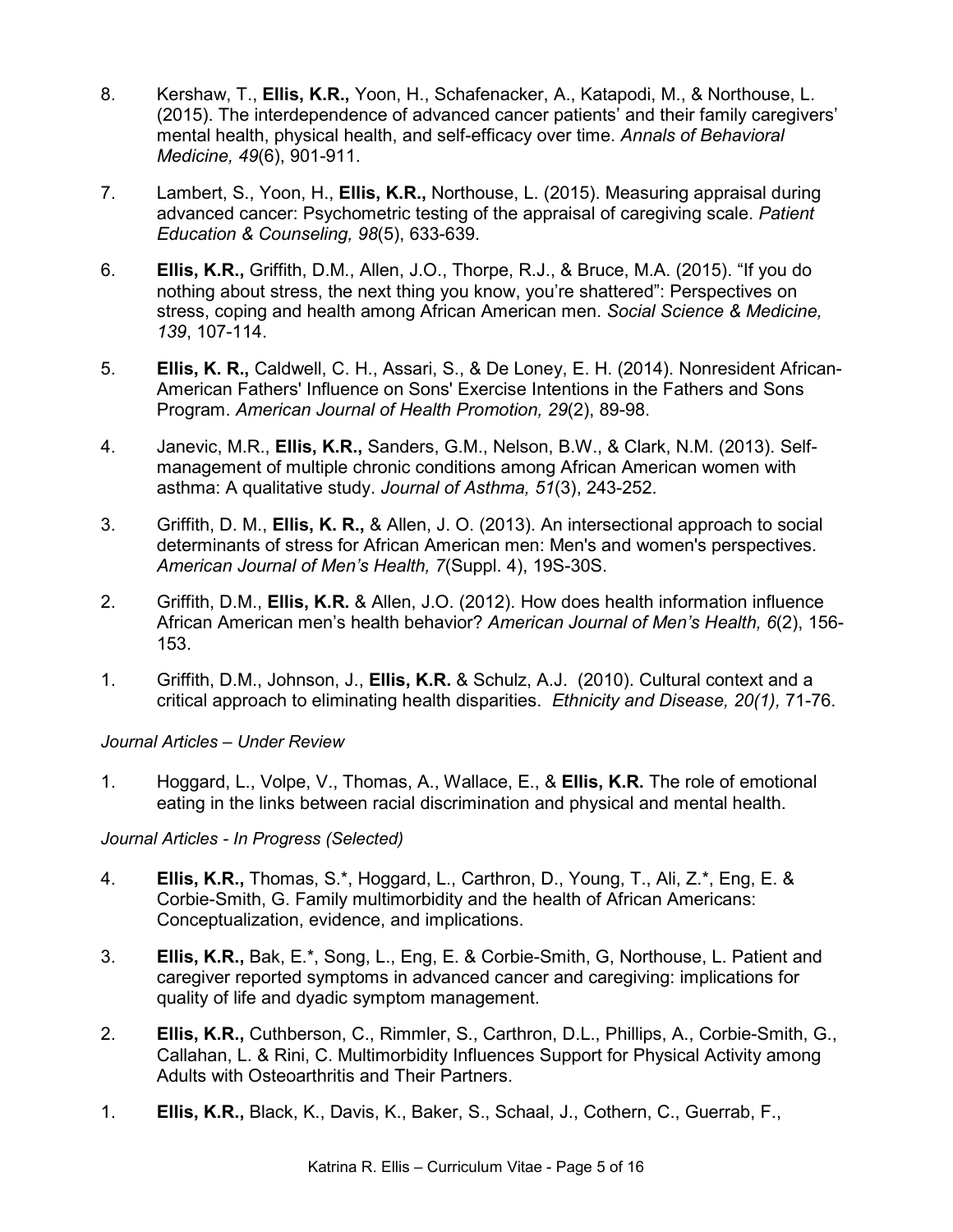8. Kershaw, T., **Ellis, K.R.,** Yoon, H., Schafenacker, A., Katapodi, M., & Northouse, L. (2015). The interdependence of advanced cancer patients' and their family caregivers' mental health, physical health, and self-efficacy over time. *Annals of Behavioral Medicine, 49*(6), 901-911.

7. Lambert, S., Yoon, H., **Ellis, K.R.,** Northouse, L. (2015). Measuring appraisal during advanced cancer: Psychometric testing of the appraisal of caregiving scale. *Patient Education & Counseling, 98*(5), 633-639.

6. **Ellis, K.R.,** Griffith, D.M., Allen, J.O., Thorpe, R.J., & Bruce, M.A. (2015). "If you do nothing about stress, the next thing you know, you're shattered": Perspectives on stress, coping and health among African American men. *Social Science & Medicine, 139*, 107-114.

5. **Ellis, K. R.,** Caldwell, C. H., Assari, S., & De Loney, E. H. (2014). Nonresident African-American Fathers' Influence on Sons' Exercise Intentions in the Fathers and Sons Program. *American Journal of Health Promotion, 29*(2), 89-98.

4. Janevic, M.R., **Ellis, K.R.,** Sanders, G.M., Nelson, B.W., & Clark, N.M. (2013). Self-management of multiple chronic conditions among African American women with asthma: A qualitative study. *Journal of Asthma, 51*(3), 243-252.

3. Griffith, D. M., **Ellis, K. R.,** & Allen, J. O. (2013). An intersectional approach to social determinants of stress for African American men: Men's and women's perspectives. *American Journal of Men's Health, 7*(Suppl. 4), 19S-30S.

2. Griffith, D.M., **Ellis, K.R.** & Allen, J.O. (2012). How does health information influence African American men's health behavior? *American Journal of Men's Health, 6*(2), 156-153.

1. Griffith, D.M., Johnson, J., **Ellis, K.R.** & Schulz, A.J. (2010). Cultural context and a critical approach to eliminating health disparities. *Ethnicity and Disease, 20(1),* 71-76.

*Journal Articles – Under Review*

1. Hoggard, L., Volpe, V., Thomas, A., Wallace, E., & **Ellis, K.R.** The role of emotional eating in the links between racial discrimination and physical and mental health.

*Journal Articles - In Progress (Selected)*

4. **Ellis, K.R.,** Thomas, S.*, Hoggard, L., Carthron, D., Young, T., Ali, Z.*, Eng, E. & Corbie-Smith, G. Family multimorbidity and the health of African Americans: Conceptualization, evidence, and implications.

3. **Ellis, K.R.,** Bak, E.*, Song, L., Eng, E. & Corbie-Smith, G, Northouse, L. Patient and caregiver reported symptoms in advanced cancer and caregiving: implications for quality of life and dyadic symptom management.

2. **Ellis, K.R.,** Cuthberson, C., Rimmler, S., Carthron, D.L., Phillips, A., Corbie-Smith, G., Callahan, L. & Rini, C. Multimorbidity Influences Support for Physical Activity among Adults with Osteoarthritis and Their Partners.

1. **Ellis, K.R.,** Black, K., Davis, K., Baker, S., Schaal, J., Cothern, C., Guerrab, F.,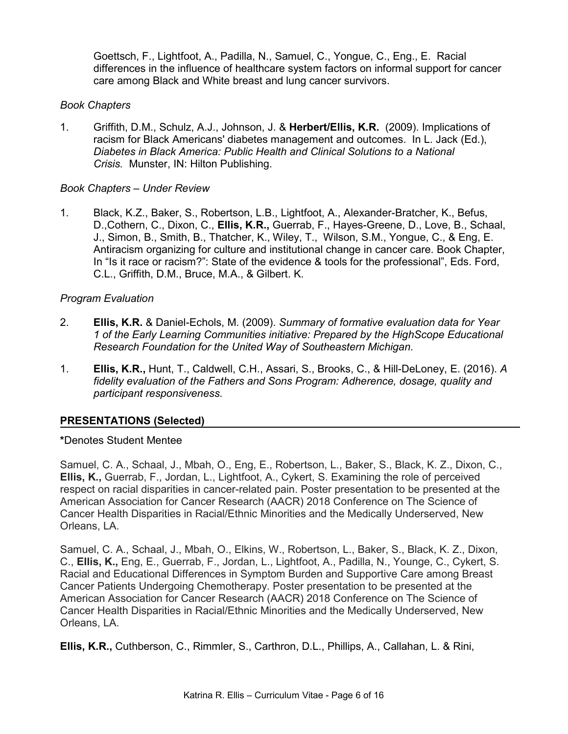Goettsch, F., Lightfoot, A., Padilla, N., Samuel, C., Yongue, C., Eng., E. Racial differences in the influence of healthcare system factors on informal support for cancer care among Black and White breast and lung cancer survivors.

*Book Chapters*

1. Griffith, D.M., Schulz, A.J., Johnson, J. & **Herbert/Ellis, K.R.** (2009). Implications of racism for Black Americans' diabetes management and outcomes. In L. Jack (Ed.), *Diabetes in Black America: Public Health and Clinical Solutions to a National Crisis.* Munster, IN: Hilton Publishing.

*Book Chapters – Under Review*

1. Black, K.Z., Baker, S., Robertson, L.B., Lightfoot, A., Alexander-Bratcher, K., Befus, D.,Cothern, C., Dixon, C., **Ellis, K.R.,** Guerrab, F., Hayes-Greene, D., Love, B., Schaal, J., Simon, B., Smith, B., Thatcher, K., Wiley, T., Wilson, S.M., Yongue, C., & Eng, E. Antiracism organizing for culture and institutional change in cancer care. Book Chapter, In "Is it race or racism?": State of the evidence & tools for the professional", Eds. Ford, C.L., Griffith, D.M., Bruce, M.A., & Gilbert. K.

*Program Evaluation*

2. **Ellis, K.R.** & Daniel-Echols, M. (2009). *Summary of formative evaluation data for Year 1 of the Early Learning Communities initiative: Prepared by the HighScope Educational Research Foundation for the United Way of Southeastern Michigan.*

1. **Ellis, K.R.,** Hunt, T., Caldwell, C.H., Assari, S., Brooks, C., & Hill-DeLoney, E. (2016). *A fidelity evaluation of the Fathers and Sons Program: Adherence, dosage, quality and participant responsiveness.*

## PRESENTATIONS (Selected)

***Denotes Student Mentee**

Samuel, C. A., Schaal, J., Mbah, O., Eng, E., Robertson, L., Baker, S., Black, K. Z., Dixon, C., **Ellis, K.,** Guerrab, F., Jordan, L., Lightfoot, A., Cykert, S. Examining the role of perceived respect on racial disparities in cancer-related pain. Poster presentation to be presented at the American Association for Cancer Research (AACR) 2018 Conference on The Science of Cancer Health Disparities in Racial/Ethnic Minorities and the Medically Underserved, New Orleans, LA.

Samuel, C. A., Schaal, J., Mbah, O., Elkins, W., Robertson, L., Baker, S., Black, K. Z., Dixon, C., **Ellis, K.,** Eng, E., Guerrab, F., Jordan, L., Lightfoot, A., Padilla, N., Younge, C., Cykert, S. Racial and Educational Differences in Symptom Burden and Supportive Care among Breast Cancer Patients Undergoing Chemotherapy. Poster presentation to be presented at the American Association for Cancer Research (AACR) 2018 Conference on The Science of Cancer Health Disparities in Racial/Ethnic Minorities and the Medically Underserved, New Orleans, LA.

**Ellis, K.R.,** Cuthberson, C., Rimmler, S., Carthron, D.L., Phillips, A., Callahan, L. & Rini,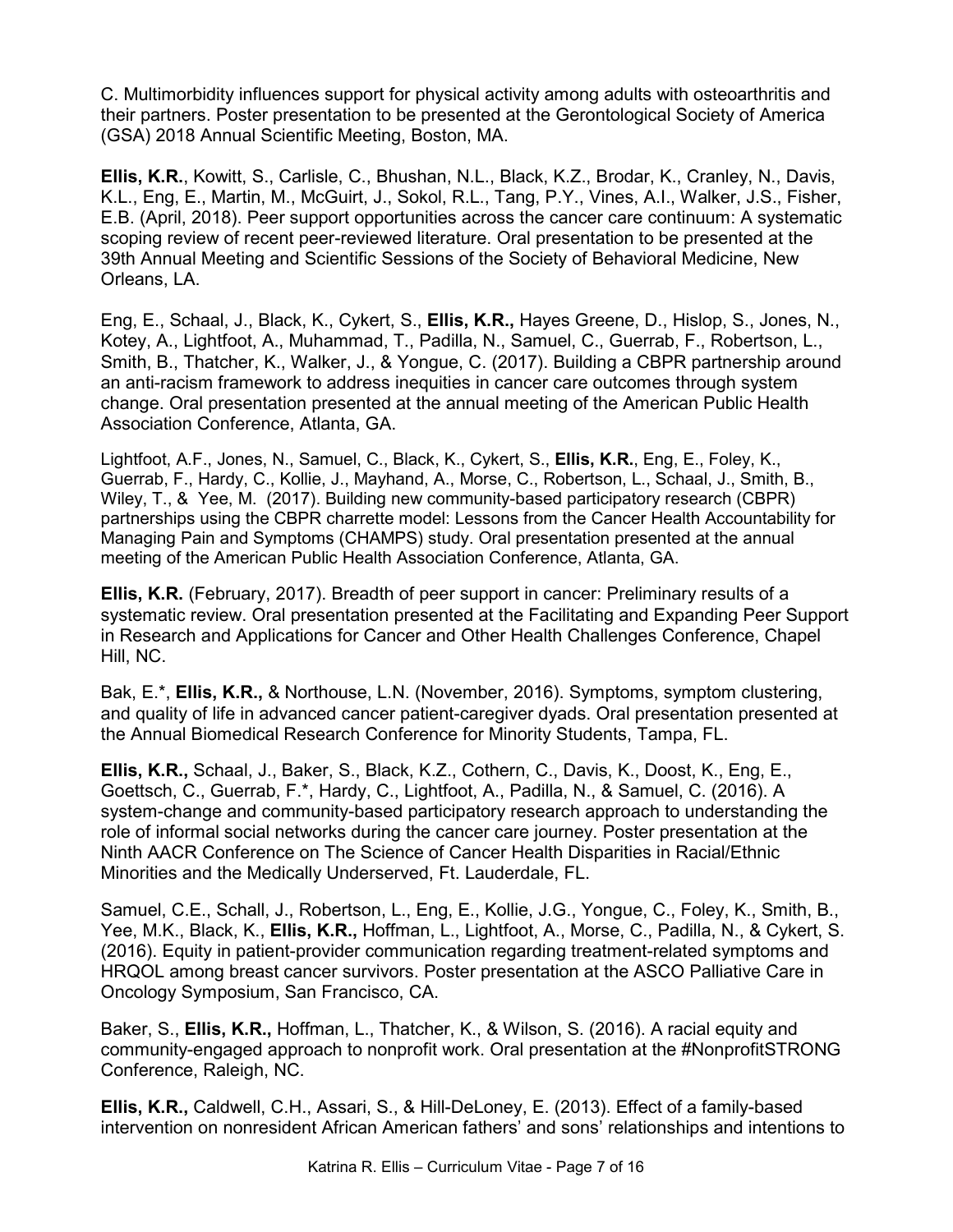C. Multimorbidity influences support for physical activity among adults with osteoarthritis and their partners. Poster presentation to be presented at the Gerontological Society of America (GSA) 2018 Annual Scientific Meeting, Boston, MA.

**Ellis, K.R.**, Kowitt, S., Carlisle, C., Bhushan, N.L., Black, K.Z., Brodar, K., Cranley, N., Davis, K.L., Eng, E., Martin, M., McGuirt, J., Sokol, R.L., Tang, P.Y., Vines, A.I., Walker, J.S., Fisher, E.B. (April, 2018). Peer support opportunities across the cancer care continuum: A systematic scoping review of recent peer-reviewed literature. Oral presentation to be presented at the 39th Annual Meeting and Scientific Sessions of the Society of Behavioral Medicine, New Orleans, LA.

Eng, E., Schaal, J., Black, K., Cykert, S., **Ellis, K.R.,** Hayes Greene, D., Hislop, S., Jones, N., Kotey, A., Lightfoot, A., Muhammad, T., Padilla, N., Samuel, C., Guerrab, F., Robertson, L., Smith, B., Thatcher, K., Walker, J., & Yongue, C. (2017). Building a CBPR partnership around an anti-racism framework to address inequities in cancer care outcomes through system change. Oral presentation presented at the annual meeting of the American Public Health Association Conference, Atlanta, GA.

Lightfoot, A.F., Jones, N., Samuel, C., Black, K., Cykert, S., **Ellis, K.R.**, Eng, E., Foley, K., Guerrab, F., Hardy, C., Kollie, J., Mayhand, A., Morse, C., Robertson, L., Schaal, J., Smith, B., Wiley, T., & Yee, M. (2017). Building new community-based participatory research (CBPR) partnerships using the CBPR charrette model: Lessons from the Cancer Health Accountability for Managing Pain and Symptoms (CHAMPS) study. Oral presentation presented at the annual meeting of the American Public Health Association Conference, Atlanta, GA.

**Ellis, K.R.** (February, 2017). Breadth of peer support in cancer: Preliminary results of a systematic review. Oral presentation presented at the Facilitating and Expanding Peer Support in Research and Applications for Cancer and Other Health Challenges Conference, Chapel Hill, NC.

Bak, E.*, **Ellis, K.R.,** & Northouse, L.N. (November, 2016). Symptoms, symptom clustering, and quality of life in advanced cancer patient-caregiver dyads. Oral presentation presented at the Annual Biomedical Research Conference for Minority Students, Tampa, FL.

**Ellis, K.R.,** Schaal, J., Baker, S., Black, K.Z., Cothern, C., Davis, K., Doost, K., Eng, E., Goettsch, C., Guerrab, F.*, Hardy, C., Lightfoot, A., Padilla, N., & Samuel, C. (2016). A system-change and community-based participatory research approach to understanding the role of informal social networks during the cancer care journey. Poster presentation at the Ninth AACR Conference on The Science of Cancer Health Disparities in Racial/Ethnic Minorities and the Medically Underserved, Ft. Lauderdale, FL.

Samuel, C.E., Schall, J., Robertson, L., Eng, E., Kollie, J.G., Yongue, C., Foley, K., Smith, B., Yee, M.K., Black, K., **Ellis, K.R.,** Hoffman, L., Lightfoot, A., Morse, C., Padilla, N., & Cykert, S. (2016). Equity in patient-provider communication regarding treatment-related symptoms and HRQOL among breast cancer survivors. Poster presentation at the ASCO Palliative Care in Oncology Symposium, San Francisco, CA.

Baker, S., **Ellis, K.R.,** Hoffman, L., Thatcher, K., & Wilson, S. (2016). A racial equity and community-engaged approach to nonprofit work. Oral presentation at the #NonprofitSTRONG Conference, Raleigh, NC.

**Ellis, K.R.,** Caldwell, C.H., Assari, S., & Hill-DeLoney, E. (2013). Effect of a family-based intervention on nonresident African American fathers' and sons' relationships and intentions to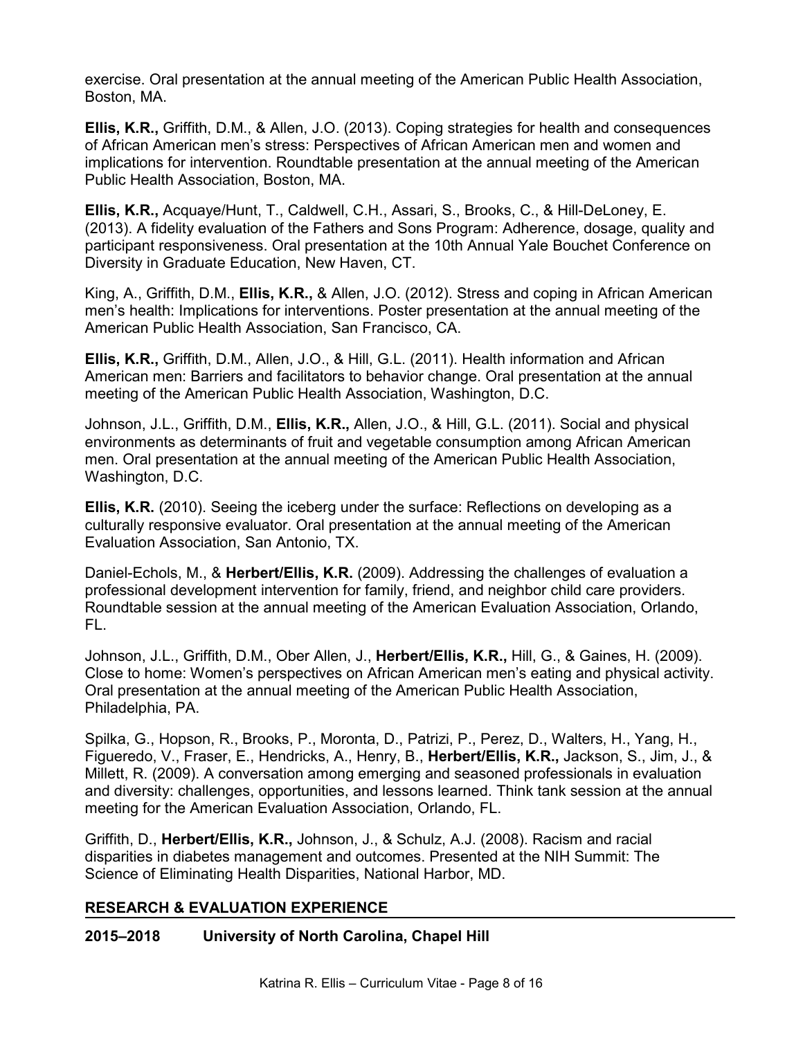exercise. Oral presentation at the annual meeting of the American Public Health Association, Boston, MA.

**Ellis, K.R.,** Griffith, D.M., & Allen, J.O. (2013). Coping strategies for health and consequences of African American men's stress: Perspectives of African American men and women and implications for intervention. Roundtable presentation at the annual meeting of the American Public Health Association, Boston, MA.

**Ellis, K.R.,** Acquaye/Hunt, T., Caldwell, C.H., Assari, S., Brooks, C., & Hill-DeLoney, E. (2013). A fidelity evaluation of the Fathers and Sons Program: Adherence, dosage, quality and participant responsiveness. Oral presentation at the 10th Annual Yale Bouchet Conference on Diversity in Graduate Education, New Haven, CT.

King, A., Griffith, D.M., **Ellis, K.R.,** & Allen, J.O. (2012). Stress and coping in African American men's health: Implications for interventions. Poster presentation at the annual meeting of the American Public Health Association, San Francisco, CA.

**Ellis, K.R.,** Griffith, D.M., Allen, J.O., & Hill, G.L. (2011). Health information and African American men: Barriers and facilitators to behavior change. Oral presentation at the annual meeting of the American Public Health Association, Washington, D.C.

Johnson, J.L., Griffith, D.M., **Ellis, K.R.,** Allen, J.O., & Hill, G.L. (2011). Social and physical environments as determinants of fruit and vegetable consumption among African American men. Oral presentation at the annual meeting of the American Public Health Association, Washington, D.C.

**Ellis, K.R.** (2010). Seeing the iceberg under the surface: Reflections on developing as a culturally responsive evaluator. Oral presentation at the annual meeting of the American Evaluation Association, San Antonio, TX.

Daniel-Echols, M., & **Herbert/Ellis, K.R.** (2009). Addressing the challenges of evaluation a professional development intervention for family, friend, and neighbor child care providers. Roundtable session at the annual meeting of the American Evaluation Association, Orlando, FL.

Johnson, J.L., Griffith, D.M., Ober Allen, J., **Herbert/Ellis, K.R.,** Hill, G., & Gaines, H. (2009). Close to home: Women's perspectives on African American men's eating and physical activity. Oral presentation at the annual meeting of the American Public Health Association, Philadelphia, PA.

Spilka, G., Hopson, R., Brooks, P., Moronta, D., Patrizi, P., Perez, D., Walters, H., Yang, H., Figueredo, V., Fraser, E., Hendricks, A., Henry, B., **Herbert/Ellis, K.R.,** Jackson, S., Jim, J., & Millett, R. (2009). A conversation among emerging and seasoned professionals in evaluation and diversity: challenges, opportunities, and lessons learned. Think tank session at the annual meeting for the American Evaluation Association, Orlando, FL.

Griffith, D., **Herbert/Ellis, K.R.,** Johnson, J., & Schulz, A.J. (2008). Racism and racial disparities in diabetes management and outcomes. Presented at the NIH Summit: The Science of Eliminating Health Disparities, National Harbor, MD.

## RESEARCH & EVALUATION EXPERIENCE

**2015–2018 University of North Carolina, Chapel Hill**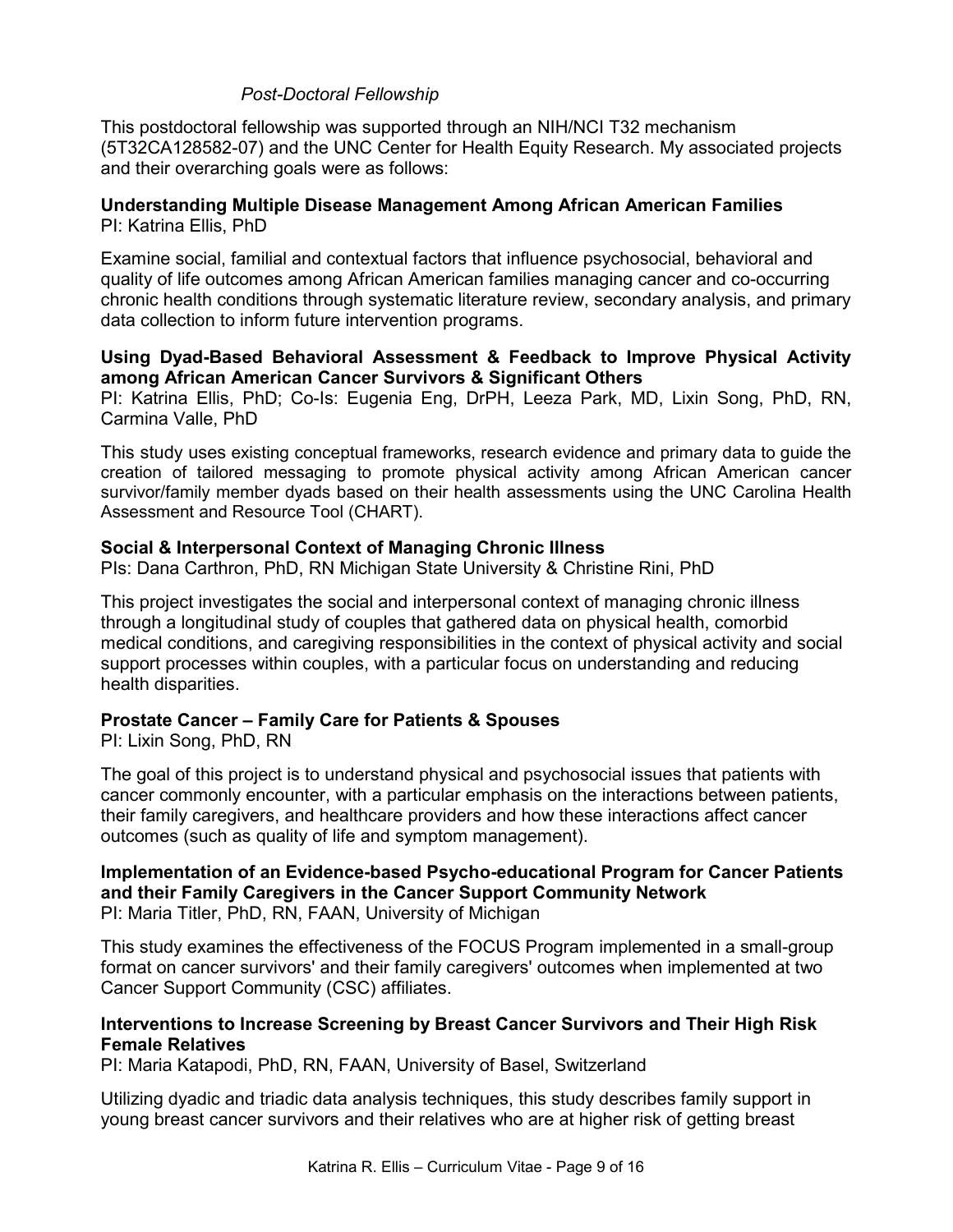*Post-Doctoral Fellowship*

This postdoctoral fellowship was supported through an NIH/NCI T32 mechanism (5T32CA128582-07) and the UNC Center for Health Equity Research. My associated projects and their overarching goals were as follows:

**Understanding Multiple Disease Management Among African American Families**
PI: Katrina Ellis, PhD

Examine social, familial and contextual factors that influence psychosocial, behavioral and quality of life outcomes among African American families managing cancer and co-occurring chronic health conditions through systematic literature review, secondary analysis, and primary data collection to inform future intervention programs.

**Using Dyad-Based Behavioral Assessment & Feedback to Improve Physical Activity among African American Cancer Survivors & Significant Others**
PI: Katrina Ellis, PhD; Co-Is: Eugenia Eng, DrPH, Leeza Park, MD, Lixin Song, PhD, RN, Carmina Valle, PhD

This study uses existing conceptual frameworks, research evidence and primary data to guide the creation of tailored messaging to promote physical activity among African American cancer survivor/family member dyads based on their health assessments using the UNC Carolina Health Assessment and Resource Tool (CHART).

**Social & Interpersonal Context of Managing Chronic Illness**
PIs: Dana Carthron, PhD, RN Michigan State University & Christine Rini, PhD

This project investigates the social and interpersonal context of managing chronic illness through a longitudinal study of couples that gathered data on physical health, comorbid medical conditions, and caregiving responsibilities in the context of physical activity and social support processes within couples, with a particular focus on understanding and reducing health disparities.

**Prostate Cancer – Family Care for Patients & Spouses**
PI: Lixin Song, PhD, RN

The goal of this project is to understand physical and psychosocial issues that patients with cancer commonly encounter, with a particular emphasis on the interactions between patients, their family caregivers, and healthcare providers and how these interactions affect cancer outcomes (such as quality of life and symptom management).

**Implementation of an Evidence-based Psycho-educational Program for Cancer Patients and their Family Caregivers in the Cancer Support Community Network**
PI: Maria Titler, PhD, RN, FAAN, University of Michigan

This study examines the effectiveness of the FOCUS Program implemented in a small-group format on cancer survivors' and their family caregivers' outcomes when implemented at two Cancer Support Community (CSC) affiliates.

**Interventions to Increase Screening by Breast Cancer Survivors and Their High Risk Female Relatives**
PI: Maria Katapodi, PhD, RN, FAAN, University of Basel, Switzerland

Utilizing dyadic and triadic data analysis techniques, this study describes family support in young breast cancer survivors and their relatives who are at higher risk of getting breast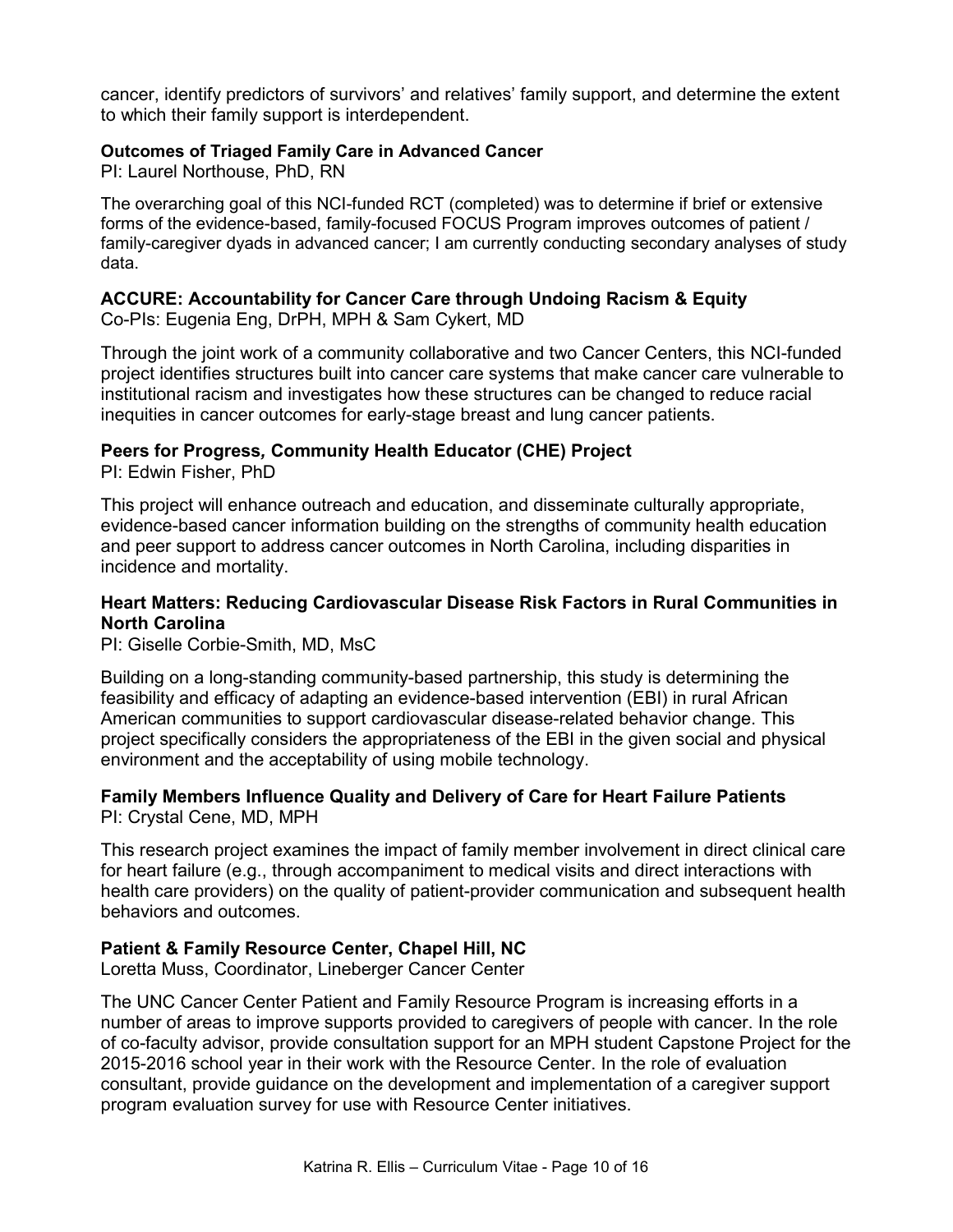cancer, identify predictors of survivors' and relatives' family support, and determine the extent to which their family support is interdependent.

**Outcomes of Triaged Family Care in Advanced Cancer**
PI: Laurel Northouse, PhD, RN

The overarching goal of this NCI-funded RCT (completed) was to determine if brief or extensive forms of the evidence-based, family-focused FOCUS Program improves outcomes of patient / family-caregiver dyads in advanced cancer; I am currently conducting secondary analyses of study data.

**ACCURE: Accountability for Cancer Care through Undoing Racism & Equity**
Co-PIs: Eugenia Eng, DrPH, MPH & Sam Cykert, MD

Through the joint work of a community collaborative and two Cancer Centers, this NCI-funded project identifies structures built into cancer care systems that make cancer care vulnerable to institutional racism and investigates how these structures can be changed to reduce racial inequities in cancer outcomes for early-stage breast and lung cancer patients.

**Peers for Progress, Community Health Educator (CHE) Project**
PI: Edwin Fisher, PhD

This project will enhance outreach and education, and disseminate culturally appropriate, evidence-based cancer information building on the strengths of community health education and peer support to address cancer outcomes in North Carolina, including disparities in incidence and mortality.

**Heart Matters: Reducing Cardiovascular Disease Risk Factors in Rural Communities in North Carolina**
PI: Giselle Corbie-Smith, MD, MsC

Building on a long-standing community-based partnership, this study is determining the feasibility and efficacy of adapting an evidence-based intervention (EBI) in rural African American communities to support cardiovascular disease-related behavior change. This project specifically considers the appropriateness of the EBI in the given social and physical environment and the acceptability of using mobile technology.

**Family Members Influence Quality and Delivery of Care for Heart Failure Patients**
PI: Crystal Cene, MD, MPH

This research project examines the impact of family member involvement in direct clinical care for heart failure (e.g., through accompaniment to medical visits and direct interactions with health care providers) on the quality of patient-provider communication and subsequent health behaviors and outcomes.

**Patient & Family Resource Center, Chapel Hill, NC**
Loretta Muss, Coordinator, Lineberger Cancer Center

The UNC Cancer Center Patient and Family Resource Program is increasing efforts in a number of areas to improve supports provided to caregivers of people with cancer. In the role of co-faculty advisor, provide consultation support for an MPH student Capstone Project for the 2015-2016 school year in their work with the Resource Center. In the role of evaluation consultant, provide guidance on the development and implementation of a caregiver support program evaluation survey for use with Resource Center initiatives.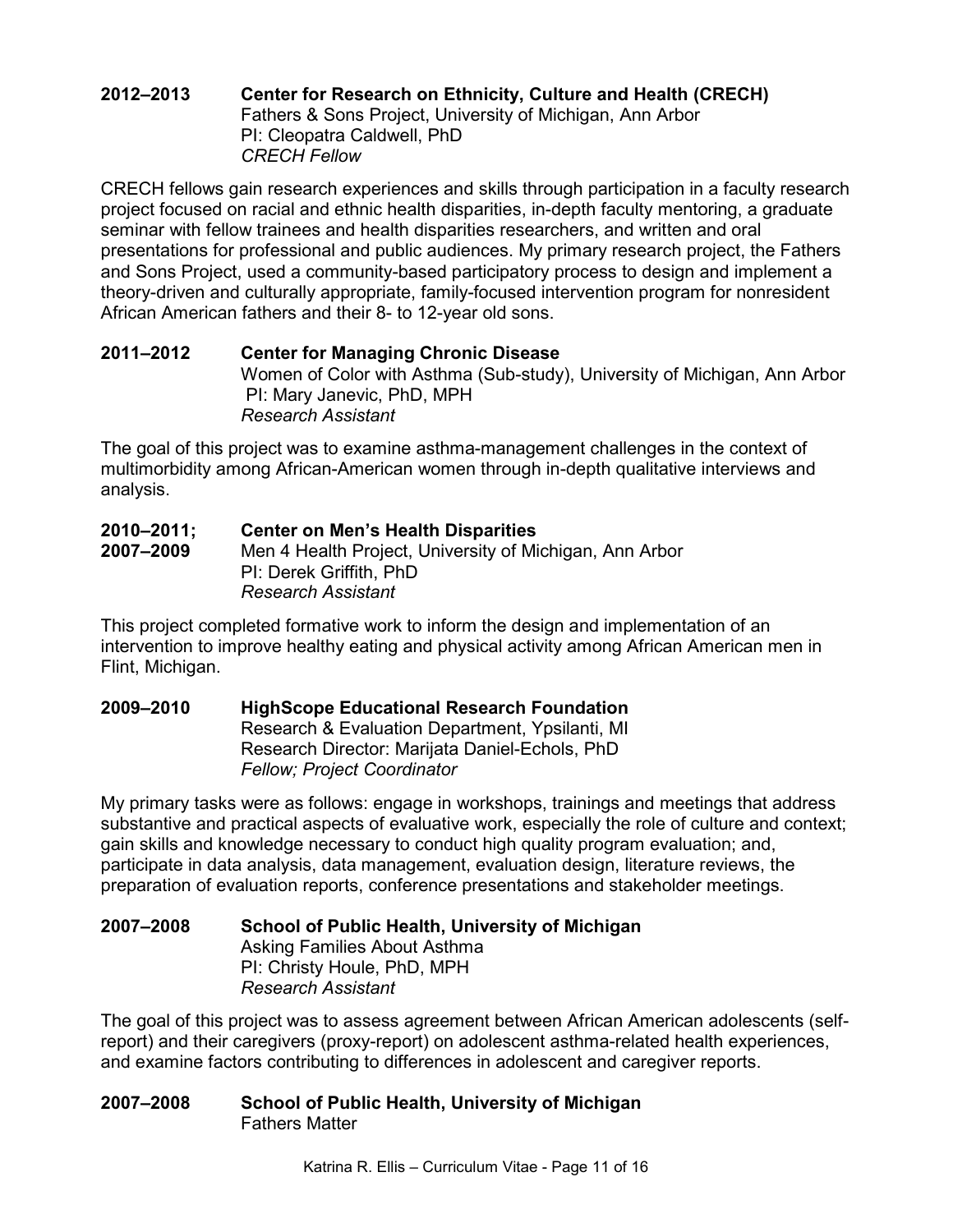**2012–2013** **Center for Research on Ethnicity, Culture and Health (CRECH)**
Fathers & Sons Project, University of Michigan, Ann Arbor
PI: Cleopatra Caldwell, PhD
*CRECH Fellow*

CRECH fellows gain research experiences and skills through participation in a faculty research project focused on racial and ethnic health disparities, in-depth faculty mentoring, a graduate seminar with fellow trainees and health disparities researchers, and written and oral presentations for professional and public audiences. My primary research project, the Fathers and Sons Project, used a community-based participatory process to design and implement a theory-driven and culturally appropriate, family-focused intervention program for nonresident African American fathers and their 8- to 12-year old sons.

**2011–2012** **Center for Managing Chronic Disease**
Women of Color with Asthma (Sub-study), University of Michigan, Ann Arbor
PI: Mary Janevic, PhD, MPH
*Research Assistant*

The goal of this project was to examine asthma-management challenges in the context of multimorbidity among African-American women through in-depth qualitative interviews and analysis.

**2010–2011; 2007–2009** **Center on Men's Health Disparities**
Men 4 Health Project, University of Michigan, Ann Arbor
PI: Derek Griffith, PhD
*Research Assistant*

This project completed formative work to inform the design and implementation of an intervention to improve healthy eating and physical activity among African American men in Flint, Michigan.

**2009–2010** **HighScope Educational Research Foundation**
Research & Evaluation Department, Ypsilanti, MI
Research Director: Marijata Daniel-Echols, PhD
*Fellow; Project Coordinator*

My primary tasks were as follows: engage in workshops, trainings and meetings that address substantive and practical aspects of evaluative work, especially the role of culture and context; gain skills and knowledge necessary to conduct high quality program evaluation; and, participate in data analysis, data management, evaluation design, literature reviews, the preparation of evaluation reports, conference presentations and stakeholder meetings.

**2007–2008** **School of Public Health, University of Michigan**
Asking Families About Asthma
PI: Christy Houle, PhD, MPH
*Research Assistant*

The goal of this project was to assess agreement between African American adolescents (self-report) and their caregivers (proxy-report) on adolescent asthma-related health experiences, and examine factors contributing to differences in adolescent and caregiver reports.

**2007–2008** **School of Public Health, University of Michigan**
Fathers Matter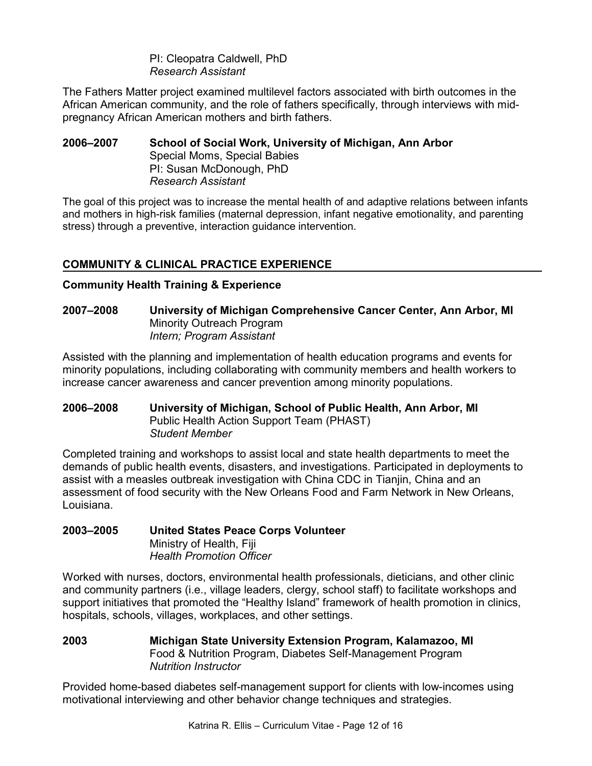PI: Cleopatra Caldwell, PhD
*Research Assistant*

The Fathers Matter project examined multilevel factors associated with birth outcomes in the African American community, and the role of fathers specifically, through interviews with mid-pregnancy African American mothers and birth fathers.

**2006–2007 School of Social Work, University of Michigan, Ann Arbor**
Special Moms, Special Babies
PI: Susan McDonough, PhD
*Research Assistant*

The goal of this project was to increase the mental health of and adaptive relations between infants and mothers in high-risk families (maternal depression, infant negative emotionality, and parenting stress) through a preventive, interaction guidance intervention.

## COMMUNITY & CLINICAL PRACTICE EXPERIENCE

### Community Health Training & Experience

**2007–2008 University of Michigan Comprehensive Cancer Center, Ann Arbor, MI**
Minority Outreach Program
*Intern; Program Assistant*

Assisted with the planning and implementation of health education programs and events for minority populations, including collaborating with community members and health workers to increase cancer awareness and cancer prevention among minority populations.

**2006–2008 University of Michigan, School of Public Health, Ann Arbor, MI**
Public Health Action Support Team (PHAST)
*Student Member*

Completed training and workshops to assist local and state health departments to meet the demands of public health events, disasters, and investigations. Participated in deployments to assist with a measles outbreak investigation with China CDC in Tianjin, China and an assessment of food security with the New Orleans Food and Farm Network in New Orleans, Louisiana.

**2003–2005 United States Peace Corps Volunteer**
Ministry of Health, Fiji
*Health Promotion Officer*

Worked with nurses, doctors, environmental health professionals, dieticians, and other clinic and community partners (i.e., village leaders, clergy, school staff) to facilitate workshops and support initiatives that promoted the "Healthy Island" framework of health promotion in clinics, hospitals, schools, villages, workplaces, and other settings.

**2003 Michigan State University Extension Program, Kalamazoo, MI**
Food & Nutrition Program, Diabetes Self-Management Program
*Nutrition Instructor*

Provided home-based diabetes self-management support for clients with low-incomes using motivational interviewing and other behavior change techniques and strategies.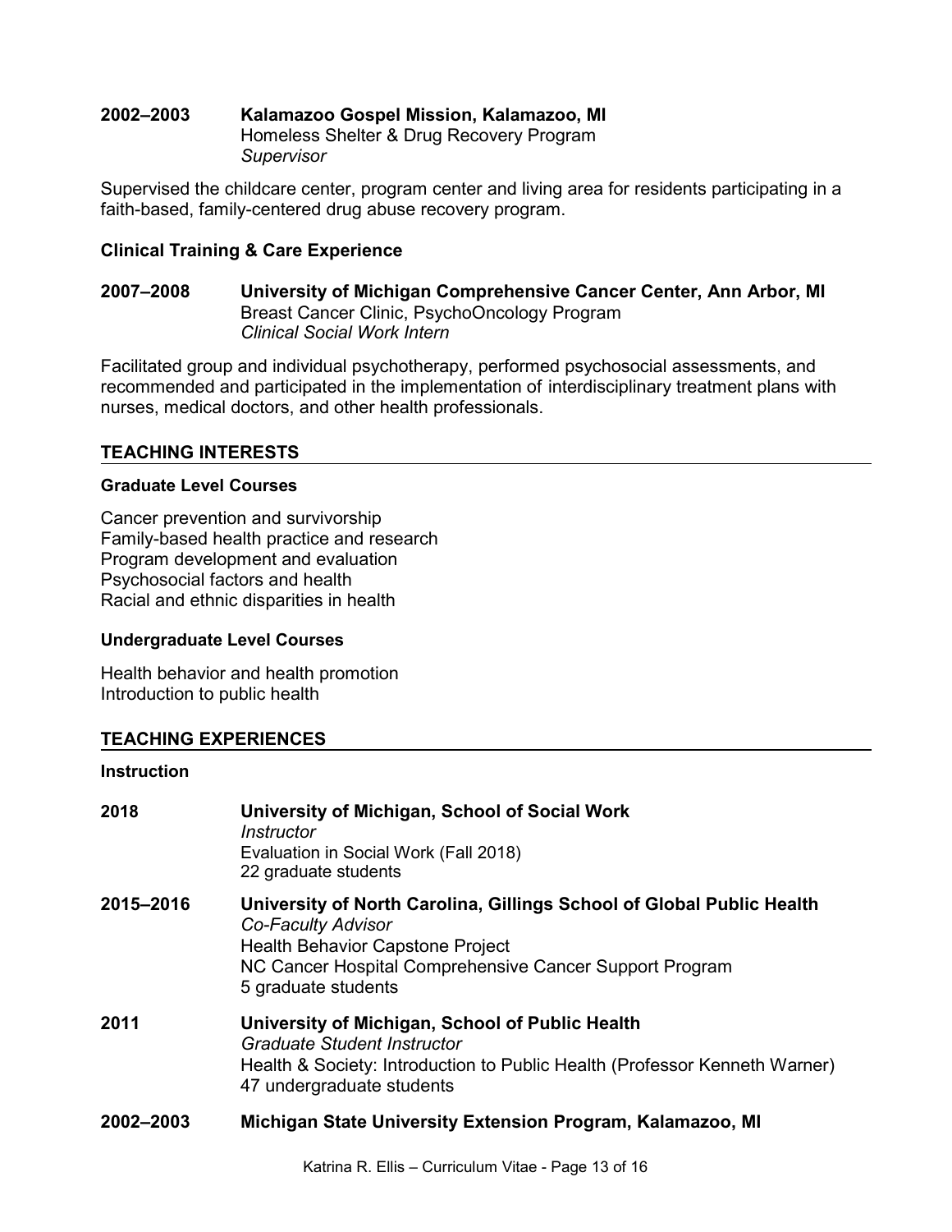**2002–2003** **Kalamazoo Gospel Mission, Kalamazoo, MI**
Homeless Shelter & Drug Recovery Program
*Supervisor*

Supervised the childcare center, program center and living area for residents participating in a faith-based, family-centered drug abuse recovery program.

### Clinical Training & Care Experience

**2007–2008** **University of Michigan Comprehensive Cancer Center, Ann Arbor, MI**
Breast Cancer Clinic, PsychoOncology Program
*Clinical Social Work Intern*

Facilitated group and individual psychotherapy, performed psychosocial assessments, and recommended and participated in the implementation of interdisciplinary treatment plans with nurses, medical doctors, and other health professionals.

## TEACHING INTERESTS

### Graduate Level Courses

Cancer prevention and survivorship
Family-based health practice and research
Program development and evaluation
Psychosocial factors and health
Racial and ethnic disparities in health

### Undergraduate Level Courses

Health behavior and health promotion
Introduction to public health

## TEACHING EXPERIENCES

### Instruction

**2018** **University of Michigan, School of Social Work**
*Instructor*
Evaluation in Social Work (Fall 2018)
22 graduate students

**2015–2016** **University of North Carolina, Gillings School of Global Public Health**
*Co-Faculty Advisor*
Health Behavior Capstone Project
NC Cancer Hospital Comprehensive Cancer Support Program
5 graduate students

**2011** **University of Michigan, School of Public Health**
*Graduate Student Instructor*
Health & Society: Introduction to Public Health (Professor Kenneth Warner)
47 undergraduate students

**2002–2003** **Michigan State University Extension Program, Kalamazoo, MI**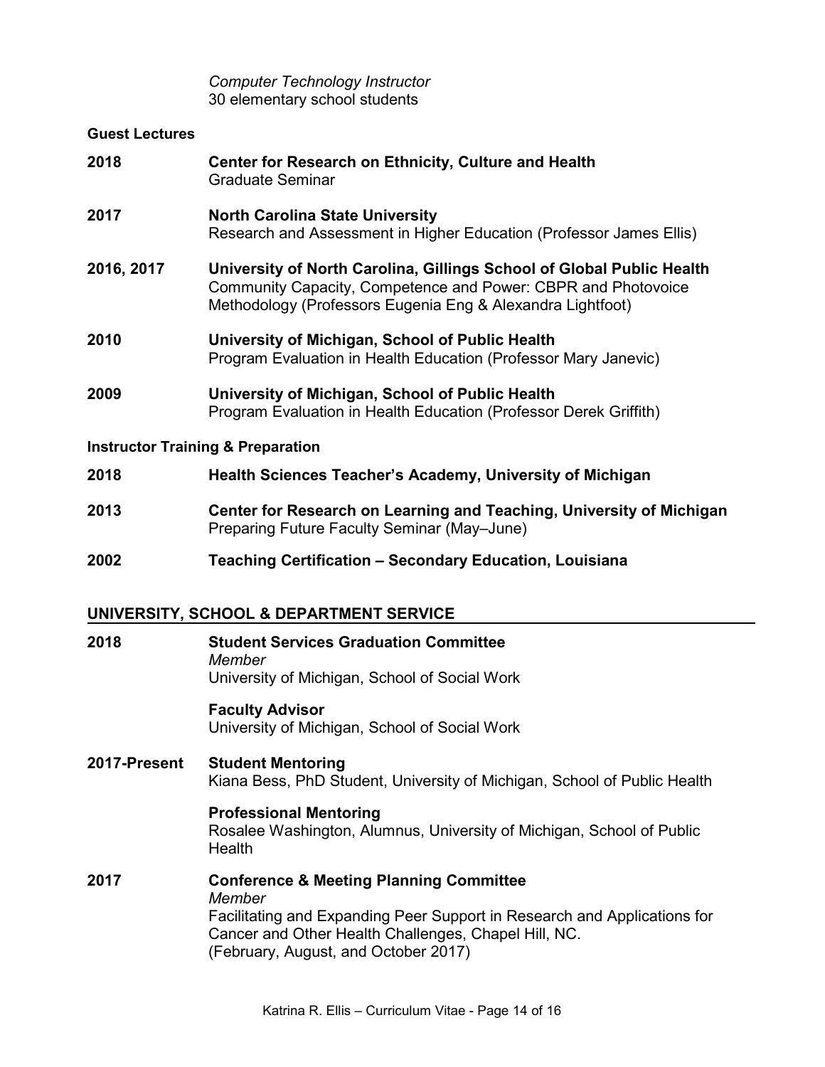*Computer Technology Instructor*
30 elementary school students

**Guest Lectures**

**2018** **Center for Research on Ethnicity, Culture and Health**
Graduate Seminar

**2017** **North Carolina State University**
Research and Assessment in Higher Education (Professor James Ellis)

**2016, 2017** **University of North Carolina, Gillings School of Global Public Health**
Community Capacity, Competence and Power: CBPR and Photovoice Methodology (Professors Eugenia Eng & Alexandra Lightfoot)

**2010** **University of Michigan, School of Public Health**
Program Evaluation in Health Education (Professor Mary Janevic)

**2009** **University of Michigan, School of Public Health**
Program Evaluation in Health Education (Professor Derek Griffith)

**Instructor Training & Preparation**

**2018** **Health Sciences Teacher's Academy, University of Michigan**

**2013** **Center for Research on Learning and Teaching, University of Michigan**
Preparing Future Faculty Seminar (May–June)

**2002** **Teaching Certification – Secondary Education, Louisiana**

## UNIVERSITY, SCHOOL & DEPARTMENT SERVICE

**2018** **Student Services Graduation Committee**
*Member*
University of Michigan, School of Social Work

**Faculty Advisor**
University of Michigan, School of Social Work

**2017-Present** **Student Mentoring**
Kiana Bess, PhD Student, University of Michigan, School of Public Health

**Professional Mentoring**
Rosalee Washington, Alumnus, University of Michigan, School of Public Health

**2017** **Conference & Meeting Planning Committee**
*Member*
Facilitating and Expanding Peer Support in Research and Applications for Cancer and Other Health Challenges, Chapel Hill, NC.
(February, August, and October 2017)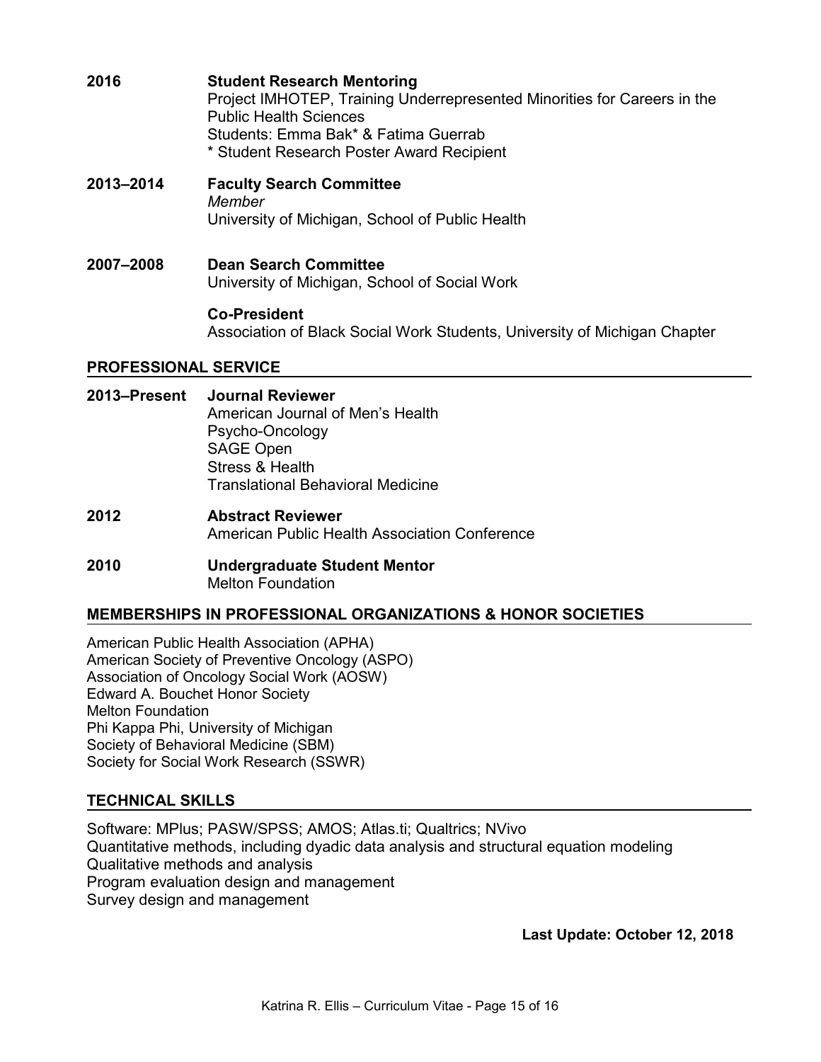**2016** **Student Research Mentoring**
Project IMHOTEP, Training Underrepresented Minorities for Careers in the Public Health Sciences
Students: Emma Bak* & Fatima Guerrab
* Student Research Poster Award Recipient

**2013–2014** **Faculty Search Committee**
*Member*
University of Michigan, School of Public Health

**2007–2008** **Dean Search Committee**
University of Michigan, School of Social Work

**Co-President**
Association of Black Social Work Students, University of Michigan Chapter

## PROFESSIONAL SERVICE

**2013–Present** **Journal Reviewer**
American Journal of Men's Health
Psycho-Oncology
SAGE Open
Stress & Health
Translational Behavioral Medicine

**2012** **Abstract Reviewer**
American Public Health Association Conference

**2010** **Undergraduate Student Mentor**
Melton Foundation

## MEMBERSHIPS IN PROFESSIONAL ORGANIZATIONS & HONOR SOCIETIES

American Public Health Association (APHA)
American Society of Preventive Oncology (ASPO)
Association of Oncology Social Work (AOSW)
Edward A. Bouchet Honor Society
Melton Foundation
Phi Kappa Phi, University of Michigan
Society of Behavioral Medicine (SBM)
Society for Social Work Research (SSWR)

## TECHNICAL SKILLS

Software: MPlus; PASW/SPSS; AMOS; Atlas.ti; Qualtrics; NVivo
Quantitative methods, including dyadic data analysis and structural equation modeling
Qualitative methods and analysis
Program evaluation design and management
Survey design and management

**Last Update: October 12, 2018**